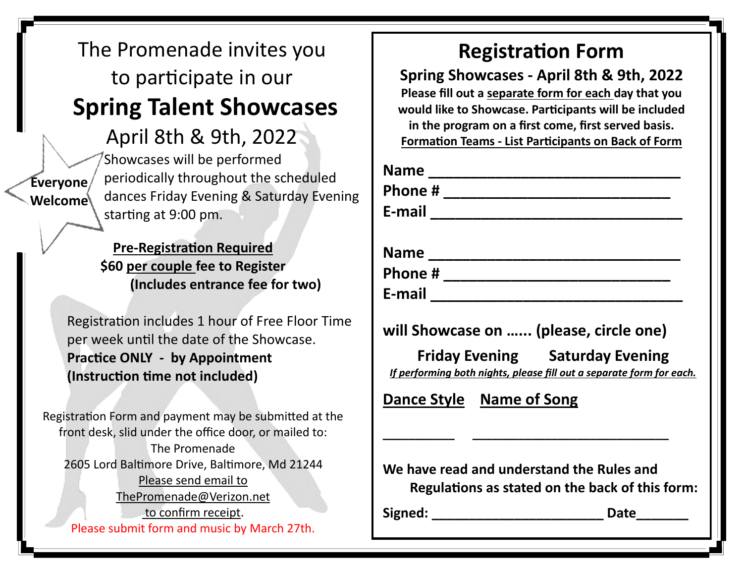The Promenade invites you to participate in our

# Spring Talent Showcases

## April 8th & 9th, 2022

**Everyone Welcome**

Showcases will be performed periodically throughout the scheduled dances Friday Evening & Saturday Evening starting at 9:00 pm.

**Pre-Registration Required**
**$60 per couple fee to Register**
**(Includes entrance fee for two)**

Registration includes 1 hour of Free Floor Time per week until the date of the Showcase.
**Practice ONLY - by Appointment**
**(Instruction time not included)**

Registration Form and payment may be submitted at the front desk, slid under the office door, or mailed to:
The Promenade
2605 Lord Baltimore Drive, Baltimore, Md 21244
Please send email to
ThePromenade@Verizon.net
to confirm receipt.
Please submit form and music by March 27th.

# Registration Form

**Spring Showcases - April 8th & 9th, 2022**

**Please fill out a separate form for each day that you would like to Showcase. Participants will be included in the program on a first come, first served basis.**
**Formation Teams - List Participants on Back of Form**

**Name** ________________________________
**Phone #** ____________________________
**E-mail** _______________________________

**Name** ________________________________
**Phone #** ____________________________
**E-mail** _______________________________

**will Showcase on …… (please, circle one)**

**Friday Evening** **Saturday Evening**

*If performing both nights, please fill out a separate form for each.*

**Dance Style** **Name of Song**

_________ ___________________________

**We have read and understand the Rules and Regulations as stated on the back of this form:**

**Signed:** ______________________ **Date**_______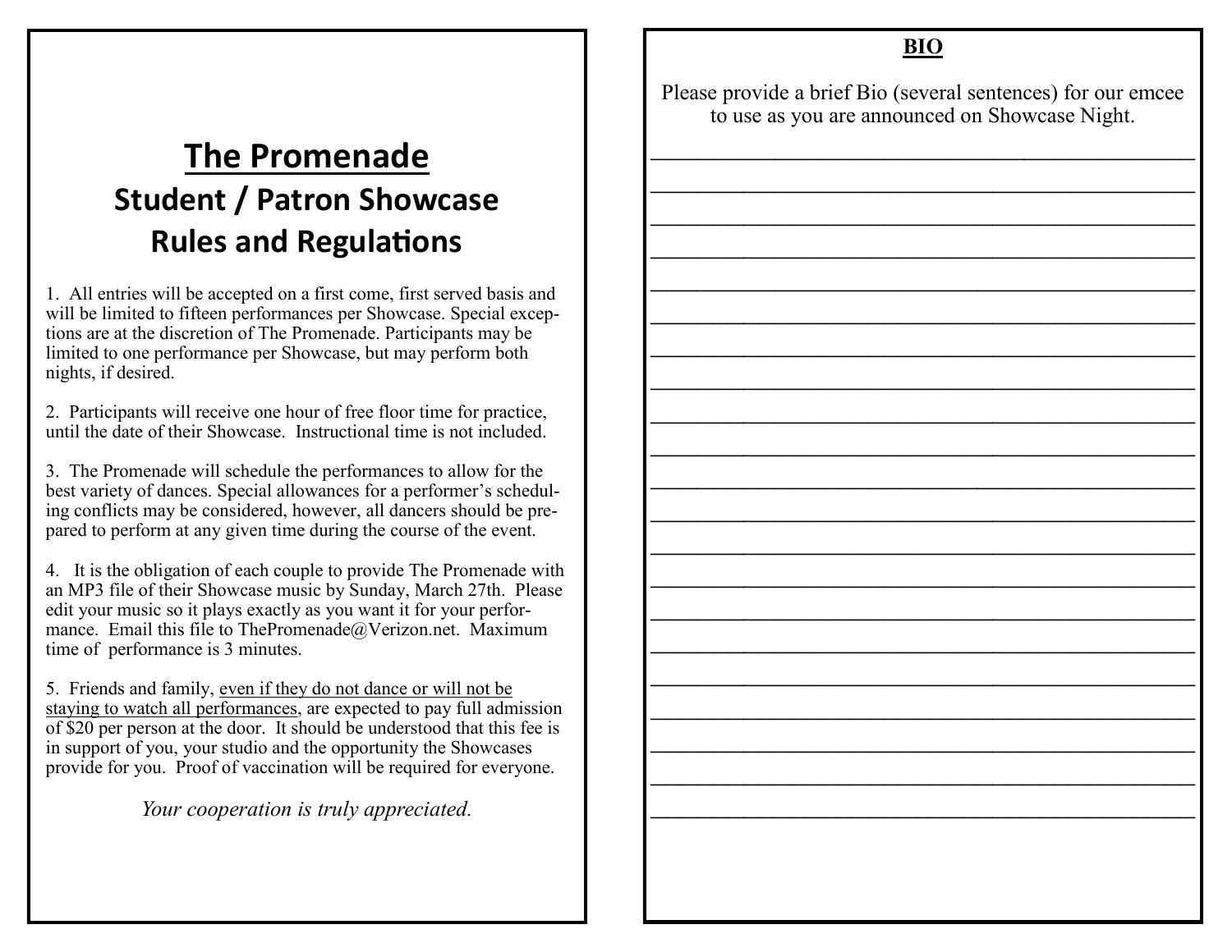# The Promenade

## Student / Patron Showcase

## Rules and Regulations

1. All entries will be accepted on a first come, first served basis and will be limited to fifteen performances per Showcase. Special exceptions are at the discretion of The Promenade. Participants may be limited to one performance per Showcase, but may perform both nights, if desired.

2. Participants will receive one hour of free floor time for practice, until the date of their Showcase. Instructional time is not included.

3. The Promenade will schedule the performances to allow for the best variety of dances. Special allowances for a performer's scheduling conflicts may be considered, however, all dancers should be prepared to perform at any given time during the course of the event.

4. It is the obligation of each couple to provide The Promenade with an MP3 file of their Showcase music by Sunday, March 27th. Please edit your music so it plays exactly as you want it for your performance. Email this file to ThePromenade@Verizon.net. Maximum time of performance is 3 minutes.

5. Friends and family, <u>even if they do not dance or will not be staying to watch all performances</u>, are expected to pay full admission of $20 per person at the door. It should be understood that this fee is in support of you, your studio and the opportunity the Showcases provide for you. Proof of vaccination will be required for everyone.

*Your cooperation is truly appreciated.*

**BIO**

Please provide a brief Bio (several sentences) for our emcee to use as you are announced on Showcase Night.

\_\_\_\_\_\_\_\_\_\_\_\_\_\_\_\_\_\_\_\_\_\_\_\_\_\_\_\_\_\_\_\_\_\_\_\_\_\_\_\_\_\_\_\_\_\_\_\_\_\_

\_\_\_\_\_\_\_\_\_\_\_\_\_\_\_\_\_\_\_\_\_\_\_\_\_\_\_\_\_\_\_\_\_\_\_\_\_\_\_\_\_\_\_\_\_\_\_\_\_\_

\_\_\_\_\_\_\_\_\_\_\_\_\_\_\_\_\_\_\_\_\_\_\_\_\_\_\_\_\_\_\_\_\_\_\_\_\_\_\_\_\_\_\_\_\_\_\_\_\_\_

\_\_\_\_\_\_\_\_\_\_\_\_\_\_\_\_\_\_\_\_\_\_\_\_\_\_\_\_\_\_\_\_\_\_\_\_\_\_\_\_\_\_\_\_\_\_\_\_\_\_

\_\_\_\_\_\_\_\_\_\_\_\_\_\_\_\_\_\_\_\_\_\_\_\_\_\_\_\_\_\_\_\_\_\_\_\_\_\_\_\_\_\_\_\_\_\_\_\_\_\_

\_\_\_\_\_\_\_\_\_\_\_\_\_\_\_\_\_\_\_\_\_\_\_\_\_\_\_\_\_\_\_\_\_\_\_\_\_\_\_\_\_\_\_\_\_\_\_\_\_\_

\_\_\_\_\_\_\_\_\_\_\_\_\_\_\_\_\_\_\_\_\_\_\_\_\_\_\_\_\_\_\_\_\_\_\_\_\_\_\_\_\_\_\_\_\_\_\_\_\_\_

\_\_\_\_\_\_\_\_\_\_\_\_\_\_\_\_\_\_\_\_\_\_\_\_\_\_\_\_\_\_\_\_\_\_\_\_\_\_\_\_\_\_\_\_\_\_\_\_\_\_

\_\_\_\_\_\_\_\_\_\_\_\_\_\_\_\_\_\_\_\_\_\_\_\_\_\_\_\_\_\_\_\_\_\_\_\_\_\_\_\_\_\_\_\_\_\_\_\_\_\_

\_\_\_\_\_\_\_\_\_\_\_\_\_\_\_\_\_\_\_\_\_\_\_\_\_\_\_\_\_\_\_\_\_\_\_\_\_\_\_\_\_\_\_\_\_\_\_\_\_\_

\_\_\_\_\_\_\_\_\_\_\_\_\_\_\_\_\_\_\_\_\_\_\_\_\_\_\_\_\_\_\_\_\_\_\_\_\_\_\_\_\_\_\_\_\_\_\_\_\_\_

\_\_\_\_\_\_\_\_\_\_\_\_\_\_\_\_\_\_\_\_\_\_\_\_\_\_\_\_\_\_\_\_\_\_\_\_\_\_\_\_\_\_\_\_\_\_\_\_\_\_

\_\_\_\_\_\_\_\_\_\_\_\_\_\_\_\_\_\_\_\_\_\_\_\_\_\_\_\_\_\_\_\_\_\_\_\_\_\_\_\_\_\_\_\_\_\_\_\_\_\_

\_\_\_\_\_\_\_\_\_\_\_\_\_\_\_\_\_\_\_\_\_\_\_\_\_\_\_\_\_\_\_\_\_\_\_\_\_\_\_\_\_\_\_\_\_\_\_\_\_\_

\_\_\_\_\_\_\_\_\_\_\_\_\_\_\_\_\_\_\_\_\_\_\_\_\_\_\_\_\_\_\_\_\_\_\_\_\_\_\_\_\_\_\_\_\_\_\_\_\_\_

\_\_\_\_\_\_\_\_\_\_\_\_\_\_\_\_\_\_\_\_\_\_\_\_\_\_\_\_\_\_\_\_\_\_\_\_\_\_\_\_\_\_\_\_\_\_\_\_\_\_

\_\_\_\_\_\_\_\_\_\_\_\_\_\_\_\_\_\_\_\_\_\_\_\_\_\_\_\_\_\_\_\_\_\_\_\_\_\_\_\_\_\_\_\_\_\_\_\_\_\_

\_\_\_\_\_\_\_\_\_\_\_\_\_\_\_\_\_\_\_\_\_\_\_\_\_\_\_\_\_\_\_\_\_\_\_\_\_\_\_\_\_\_\_\_\_\_\_\_\_\_

\_\_\_\_\_\_\_\_\_\_\_\_\_\_\_\_\_\_\_\_\_\_\_\_\_\_\_\_\_\_\_\_\_\_\_\_\_\_\_\_\_\_\_\_\_\_\_\_\_\_

\_\_\_\_\_\_\_\_\_\_\_\_\_\_\_\_\_\_\_\_\_\_\_\_\_\_\_\_\_\_\_\_\_\_\_\_\_\_\_\_\_\_\_\_\_\_\_\_\_\_

\_\_\_\_\_\_\_\_\_\_\_\_\_\_\_\_\_\_\_\_\_\_\_\_\_\_\_\_\_\_\_\_\_\_\_\_\_\_\_\_\_\_\_\_\_\_\_\_\_\_